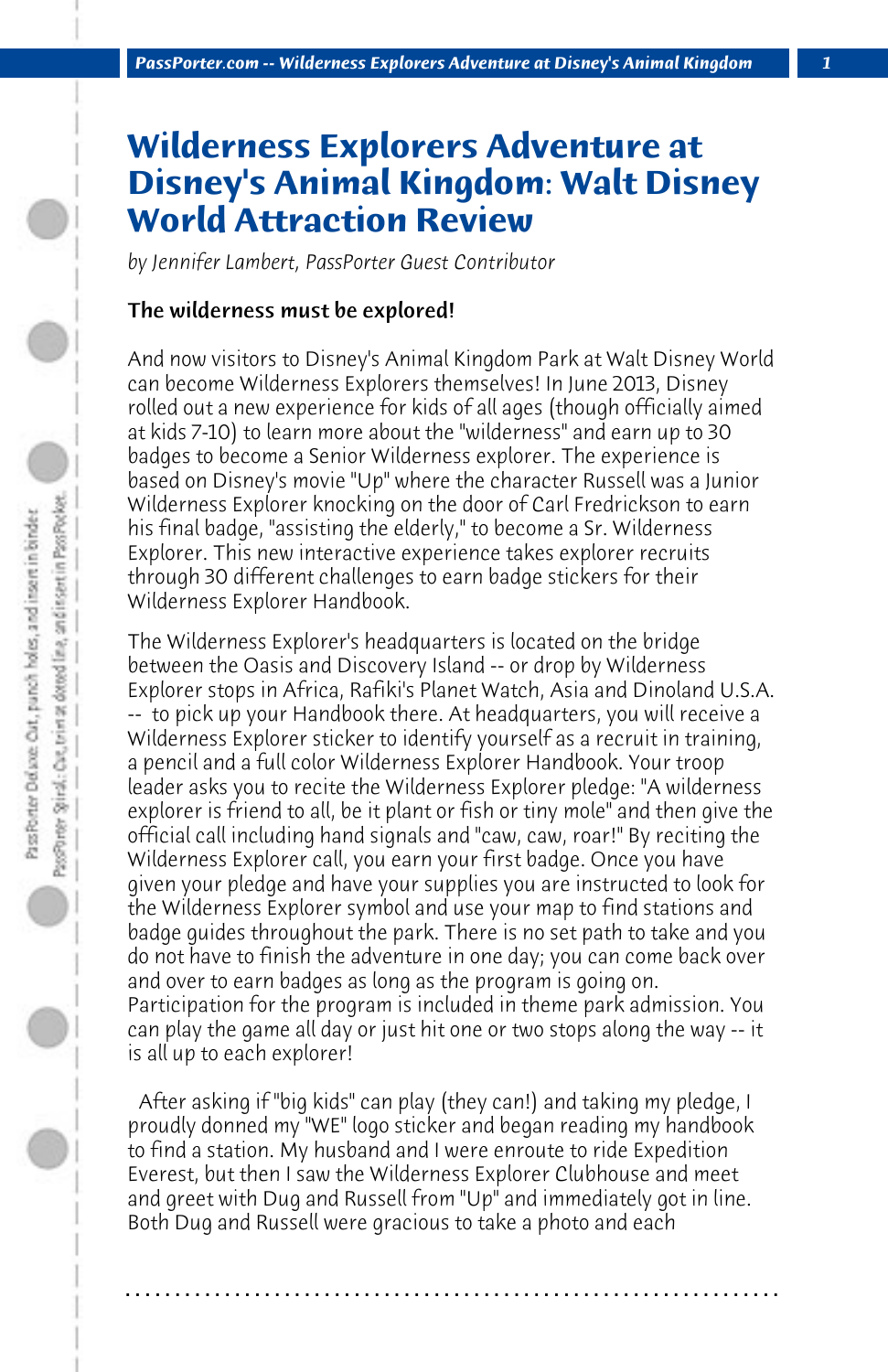# Wilderness Explorers Adventure at Disney's Animal Kingdom: Walt Disney World Attraction Review

*by Jennifer Lambert, PassPorter Guest Contributor*

**The wilderness must be explored!**

And now visitors to Disney's Animal Kingdom Park at Walt Disney World can become Wilderness Explorers themselves! In June 2013, Disney rolled out a new experience for kids of all ages (though officially aimed at kids 7-10) to learn more about the "wilderness" and earn up to 30 badges to become a Senior Wilderness explorer. The experience is based on Disney's movie "Up" where the character Russell was a Junior Wilderness Explorer knocking on the door of Carl Fredrickson to earn his final badge, "assisting the elderly," to become a Sr. Wilderness Explorer. This new interactive experience takes explorer recruits through 30 different challenges to earn badge stickers for their Wilderness Explorer Handbook.

The Wilderness Explorer's headquarters is located on the bridge between the Oasis and Discovery Island -- or drop by Wilderness Explorer stops in Africa, Rafiki's Planet Watch, Asia and Dinoland U.S.A. -- to pick up your Handbook there. At headquarters, you will receive a Wilderness Explorer sticker to identify yourself as a recruit in training, a pencil and a full color Wilderness Explorer Handbook. Your troop leader asks you to recite the Wilderness Explorer pledge: "A wilderness explorer is friend to all, be it plant or fish or tiny mole" and then give the official call including hand signals and "caw, caw, roar!" By reciting the Wilderness Explorer call, you earn your first badge. Once you have given your pledge and have your supplies you are instructed to look for the Wilderness Explorer symbol and use your map to find stations and badge guides throughout the park. There is no set path to take and you do not have to finish the adventure in one day; you can come back over and over to earn badges as long as the program is going on. Participation for the program is included in theme park admission. You can play the game all day or just hit one or two stops along the way -- it is all up to each explorer!

After asking if "big kids" can play (they can!) and taking my pledge, I proudly donned my "WE" logo sticker and began reading my handbook to find a station. My husband and I were enroute to ride Expedition Everest, but then I saw the Wilderness Explorer Clubhouse and meet and greet with Dug and Russell from "Up" and immediately got in line. Both Dug and Russell were gracious to take a photo and each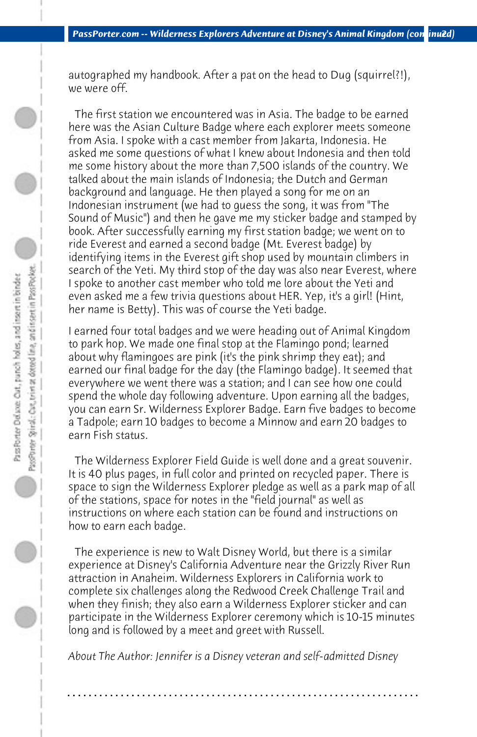autographed my handbook. After a pat on the head to Dug (squirrel?!), we were off.

The first station we encountered was in Asia. The badge to be earned here was the Asian Culture Badge where each explorer meets someone from Asia. I spoke with a cast member from Jakarta, Indonesia. He asked me some questions of what I knew about Indonesia and then told me some history about the more than 7,500 islands of the country. We talked about the main islands of Indonesia; the Dutch and German background and language. He then played a song for me on an Indonesian instrument (we had to guess the song, it was from "The Sound of Music") and then he gave me my sticker badge and stamped by book. After successfully earning my first station badge; we went on to ride Everest and earned a second badge (Mt. Everest badge) by identifying items in the Everest gift shop used by mountain climbers in search of the Yeti. My third stop of the day was also near Everest, where I spoke to another cast member who told me lore about the Yeti and even asked me a few trivia questions about HER. Yep, it's a girl! (Hint, her name is Betty). This was of course the Yeti badge.

I earned four total badges and we were heading out of Animal Kingdom to park hop. We made one final stop at the Flamingo pond; learned about why flamingoes are pink (it's the pink shrimp they eat); and earned our final badge for the day (the Flamingo badge). It seemed that everywhere we went there was a station; and I can see how one could spend the whole day following adventure. Upon earning all the badges, you can earn Sr. Wilderness Explorer Badge. Earn five badges to become a Tadpole; earn 10 badges to become a Minnow and earn 20 badges to earn Fish status.

The Wilderness Explorer Field Guide is well done and a great souvenir. It is 40 plus pages, in full color and printed on recycled paper. There is space to sign the Wilderness Explorer pledge as well as a park map of all of the stations, space for notes in the "field journal" as well as instructions on where each station can be found and instructions on how to earn each badge.

The experience is new to Walt Disney World, but there is a similar experience at Disney's California Adventure near the Grizzly River Run attraction in Anaheim. Wilderness Explorers in California work to complete six challenges along the Redwood Creek Challenge Trail and when they finish; they also earn a Wilderness Explorer sticker and can participate in the Wilderness Explorer ceremony which is 10-15 minutes long and is followed by a meet and greet with Russell.

*About The Author: Jennifer is a Disney veteran and self-admitted Disney*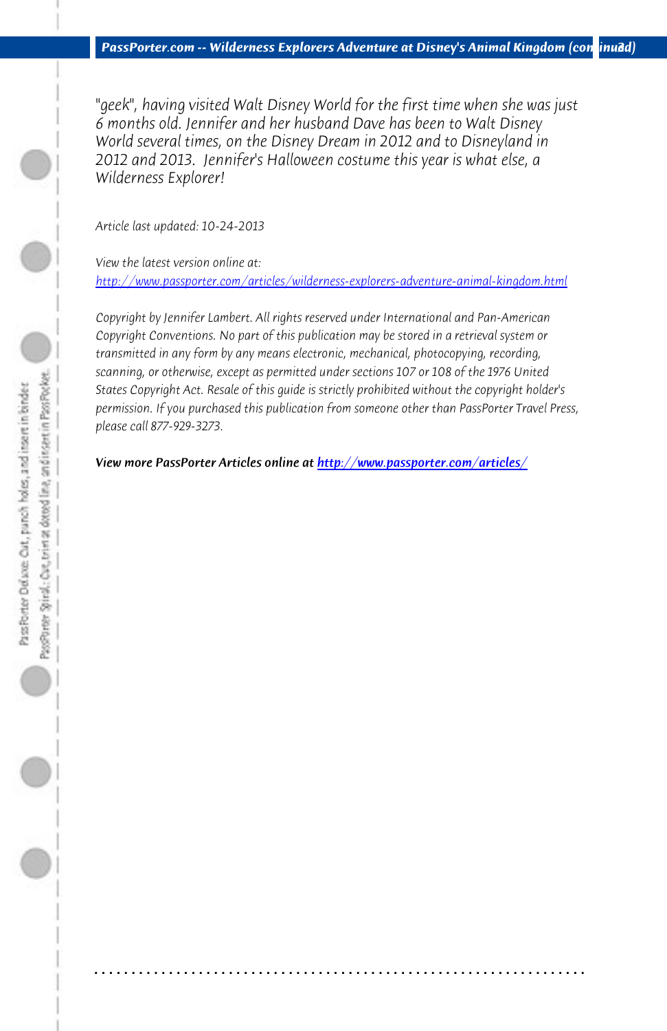*"geek", having visited Walt Disney World for the first time when she was just 6 months old. Jennifer and her husband Dave has been to Walt Disney World several times, on the Disney Dream in 2012 and to Disneyland in 2012 and 2013. Jennifer's Halloween costume this year is what else, a Wilderness Explorer!*

*Article last updated: 10-24-2013*

*View the latest version online at:*
*http://www.passporter.com/articles/wilderness-explorers-adventure-animal-kingdom.html*

*Copyright by Jennifer Lambert. All rights reserved under International and Pan-American Copyright Conventions. No part of this publication may be stored in a retrieval system or transmitted in any form by any means electronic, mechanical, photocopying, recording, scanning, or otherwise, except as permitted under sections 107 or 108 of the 1976 United States Copyright Act. Resale of this guide is strictly prohibited without the copyright holder's permission. If you purchased this publication from someone other than PassPorter Travel Press, please call 877-929-3273.*

***View more PassPorter Articles online at http://www.passporter.com/articles/***